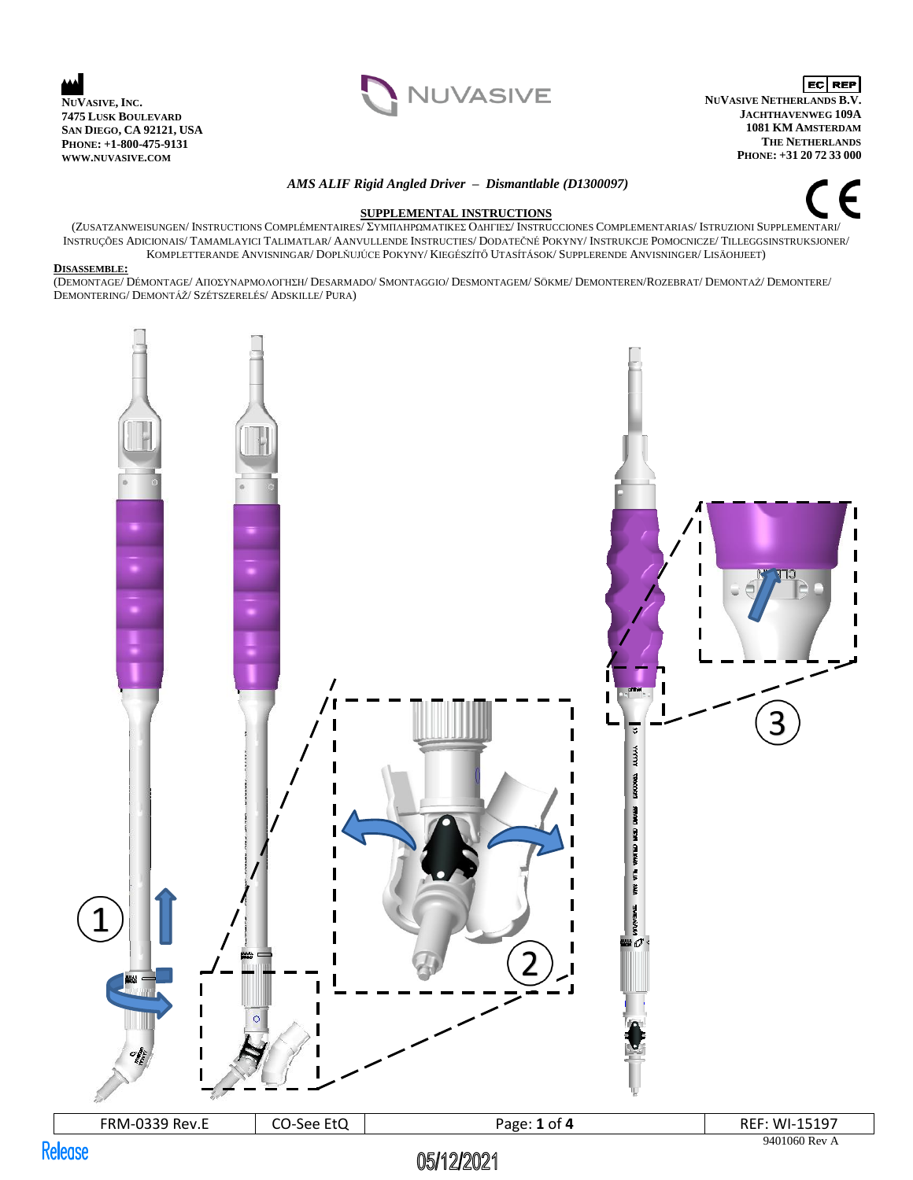NuVasive, Inc.
7475 Lusk Boulevard
San Diego, CA 92121, USA
Phone: +1-800-475-9131
www.nuvasive.com

NUVASIVE

EC REP
NuVasive Netherlands B.V.
Jachthavenweg 109A
1081 KM Amsterdam
The Netherlands
Phone: +31 20 72 33 000

*AMS ALIF Rigid Angled Driver – Dismantlable (D1300097)*

CE

**SUPPLEMENTAL INSTRUCTIONS**

(Zusatzanweisungen/ Instructions Complémentaires/ Συμπληρωματικεσ Οδηγιεσ/ Instrucciones Complementarias/ Istruzioni Supplementari/ Instruções Adicionais/ Tamamlayici Talimatlar/ Aanvullende Instructies/ Dodatečné Pokyny/ Instrukcje Pomocnicze/ Tilleggsinstruksjoner/ Kompletterande Anvisningar/ Doplňujúce Pokyny/ Kiegészítő Utasítások/ Supplerende Anvisninger/ Lisäohjeet)

**Disassemble:**

(Demontage/ Démontage/ Αποσυναρμολογηση/ Desarmado/ Smontaggio/ Desmontagem/ Sökme/ Demonteren/Rozebrat/ Demontaż/ Demontere/ Demontering/ Demontáž/ Szétszerelés/ Adskille/ Pura)

1

2

3

| FRM-0339 Rev.E | CO-See EtQ | Page: **1** of **4** | REF: WI-15197 |
|---|---|---|---|

9401060 Rev A

Release

05/12/2021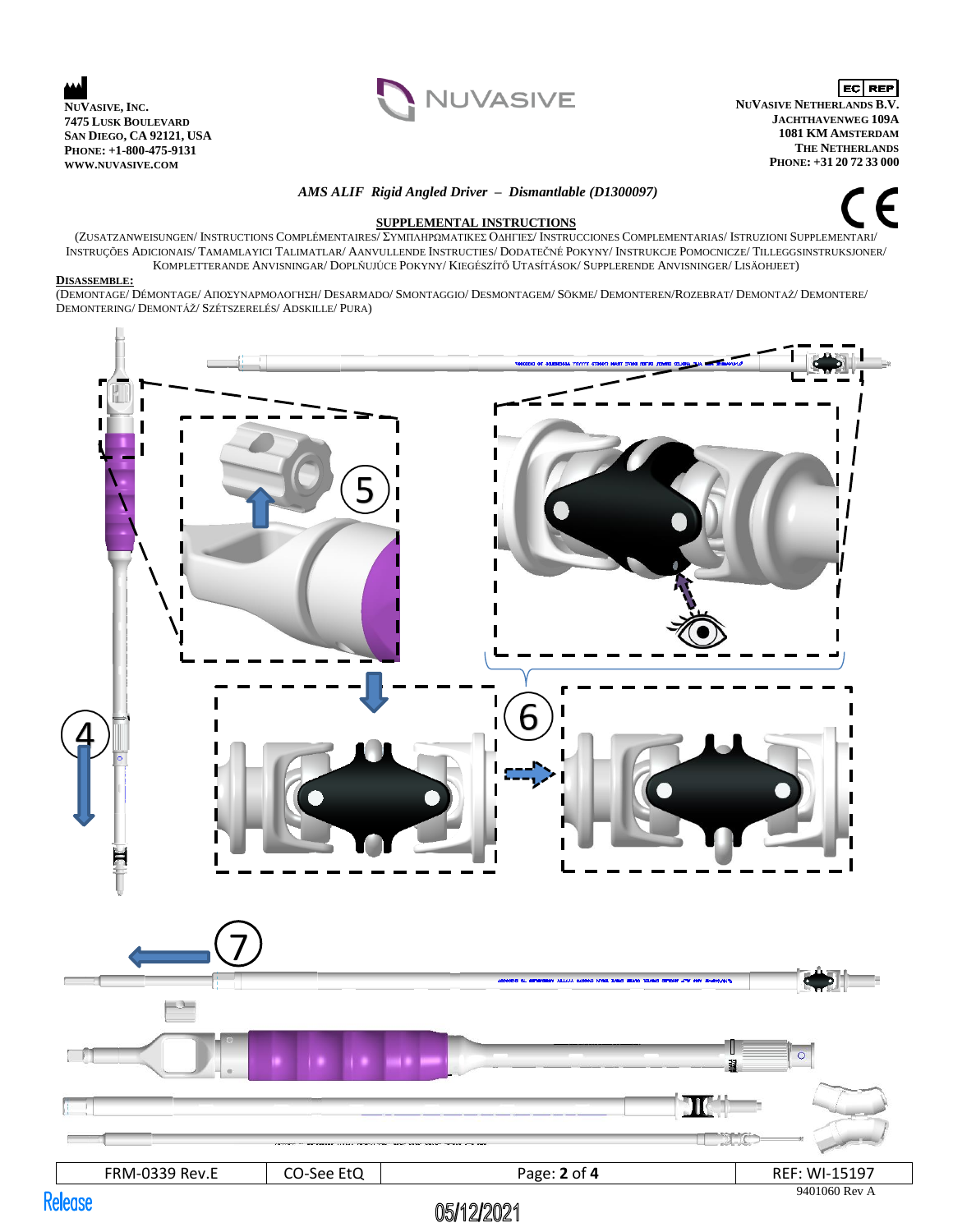**NuVasive, Inc.**
**7475 Lusk Boulevard**
**San Diego, CA 92121, USA**
**Phone: +1-800-475-9131**
**www.nuvasive.com**

**NuVasive Netherlands B.V.**
**Jachthavenweg 109A**
**1081 KM Amsterdam**
**The Netherlands**
**Phone: +31 20 72 33 000**

***AMS ALIF Rigid Angled Driver – Dismantlable (D1300097)***

**SUPPLEMENTAL INSTRUCTIONS**

(Zusatzanweisungen/ Instructions Complémentaires/ Συμπληρωματικές Οδηγίες/ Instrucciones Complementarias/ Istruzioni Supplementari/ Instruções Adicionais/ Tamamlayici Talimatlar/ Aanvullende Instructies/ Dodatečné Pokyny/ Instrukcje Pomocnicze/ Tilleggsinstruksjoner/ Kompletterande Anvisningar/ Doplňujúce Pokyny/ Kiegészítő Utasítások/ Supplerende Anvisninger/ Lisäohjeet)

**Disassemble:**

(Demontage/ Démontage/ Αποσυναρμολόγηση/ Desarmado/ Smontaggio/ Desmontagem/ Sökme/ Demonteren/Rozebrat/ Demontaż/ Demontere/ Demontering/ Demontáž/ Szétszerelés/ Adskille/ Pura)

4

5

6

7

| FRM-0339 Rev.E | CO-See EtQ | Page: **2** of **4** | REF: WI-15197 |
|---|---|---|---|

9401060 Rev A

Release

05/12/2021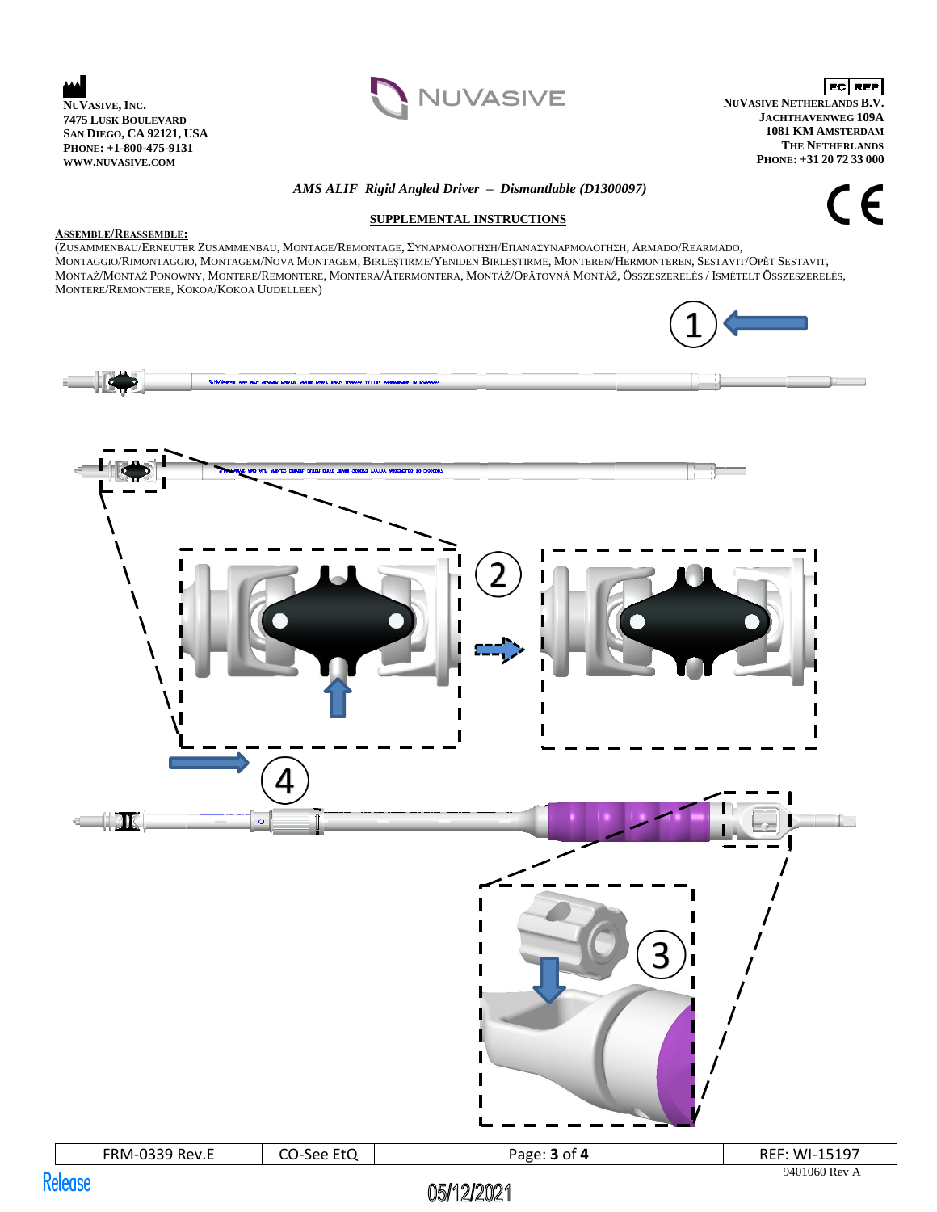**NuVasive, Inc.**
**7475 Lusk Boulevard**
**San Diego, CA 92121, USA**
**Phone: +1-800-475-9131**
**www.nuvasive.com**

**NuVasive Netherlands B.V.**
**Jachthavenweg 109A**
**1081 KM Amsterdam**
**The Netherlands**
**Phone: +31 20 72 33 000**

***AMS ALIF Rigid Angled Driver – Dismantlable (D1300097)***

**SUPPLEMENTAL INSTRUCTIONS**

**ASSEMBLE/REASSEMBLE:**

(Zusammenbau/Erneuter Zusammenbau, Montage/Remontage, ΣΥΝΑΡΜΟΛΟΓΗΣΗ/ΕΠΑΝΑΣΥΝΑΡΜΟΛΟΓΗΣΗ, Armado/Rearmado, Montaggio/Rimontaggio, Montagem/Nova Montagem, Birleştirme/Yeniden Birleştirme, Monteren/Hermonteren, Sestavit/Opět Sestavit, Montaż/Montaż Ponowny, Montere/Remontere, Montera/Återmontera, Montáž/Opätovná Montáž, Összeszerelés / Ismételt Összeszerelés, Montere/Remontere, Kokoa/Kokoa Uudelleen)

1

2

4

3

9401060 Rev A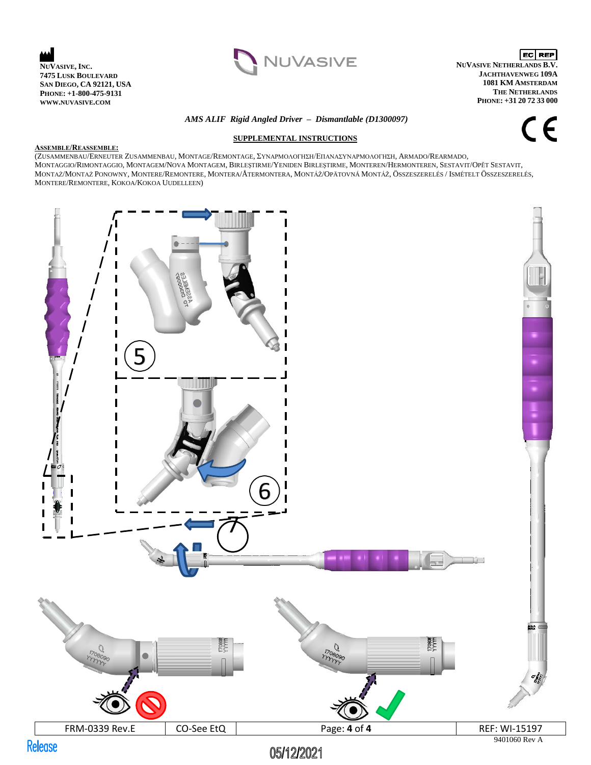NuVasive, Inc.
7475 Lusk Boulevard
San Diego, CA 92121, USA
Phone: +1-800-475-9131
www.nuvasive.com

NUVASIVE

EC REP
NuVasive Netherlands B.V.
Jachthavenweg 109A
1081 KM Amsterdam
The Netherlands
Phone: +31 20 72 33 000

*AMS ALIF Rigid Angled Driver – Dismantlable (D1300097)*

CE

**SUPPLEMENTAL INSTRUCTIONS**

**ASSEMBLE/REASSEMBLE:**

(Zusammenbau/Erneuter Zusammenbau, Montage/Remontage, Συναρμολογηση/Επαναςυναρμολογηση, Armado/Rearmado, Montaggio/Rimontaggio, Montagem/Nova Montagem, Birleştirme/Yeniden Birleştirme, Monteren/Hermonteren, Sestavit/Opět Sestavit, Montaż/Montaż Ponowny, Montere/Remontere, Montera/Återmontera, Montáž/Opätovná Montáž, Összeszerelés / Ismételt Összeszerelés, Montere/Remontere, Kokoa/Kokoa Uudelleen)

5

6

7

| FRM-0339 Rev.E | CO-See EtQ | Page: **4** of **4** | REF: WI-15197 |
|---|---|---|---|

9401060 Rev A

Release

05/12/2021